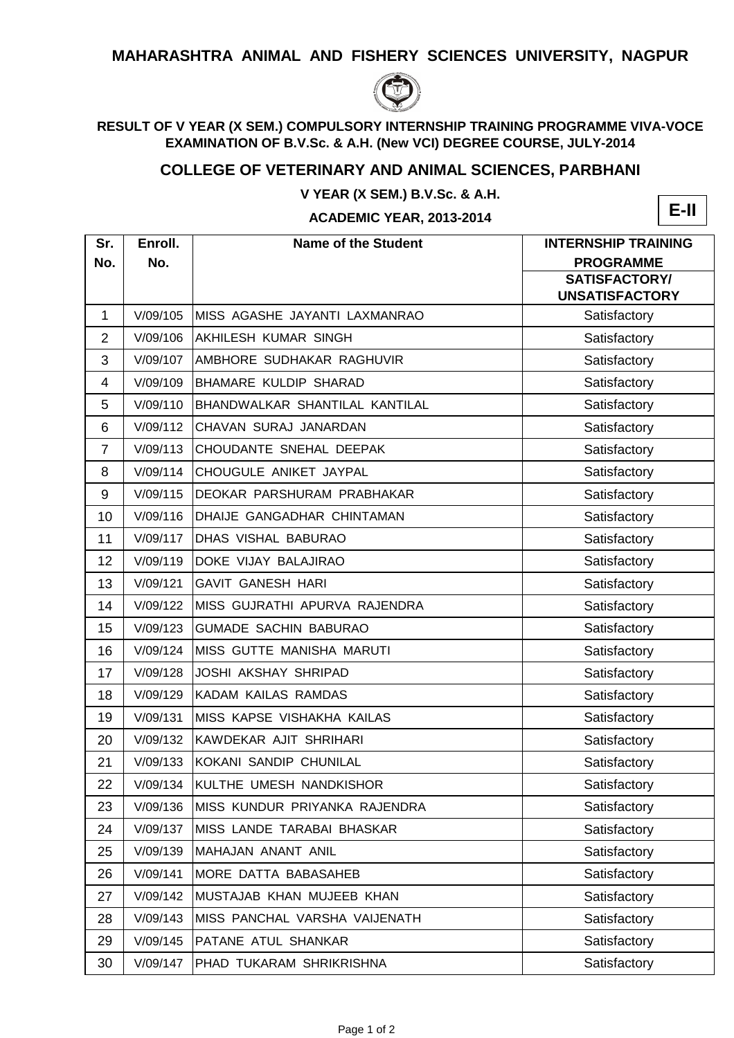# MAHARASHTRA ANIMAL AND FISHERY SCIENCES UNIVERSITY, NAGPUR

### RESULT OF V YEAR (X SEM.) COMPULSORY INTERNSHIP TRAINING PROGRAMME VIVA-VOCE EXAMINATION OF B.V.Sc. & A.H. (New VCI) DEGREE COURSE, JULY-2014

## COLLEGE OF VETERINARY AND ANIMAL SCIENCES, PARBHANI

**V YEAR (X SEM.) B.V.Sc. & A.H.**

**ACADEMIC YEAR, 2013-2014**

**E-II**

| Sr. No. | Enroll. No. | Name of the Student | INTERNSHIP TRAINING PROGRAMME SATISFACTORY/ UNSATISFACTORY |
|---|---|---|---|
| 1 | V/09/105 | MISS AGASHE JAYANTI LAXMANRAO | Satisfactory |
| 2 | V/09/106 | AKHILESH KUMAR SINGH | Satisfactory |
| 3 | V/09/107 | AMBHORE SUDHAKAR RAGHUVIR | Satisfactory |
| 4 | V/09/109 | BHAMARE KULDIP SHARAD | Satisfactory |
| 5 | V/09/110 | BHANDWALKAR SHANTILAL KANTILAL | Satisfactory |
| 6 | V/09/112 | CHAVAN SURAJ JANARDAN | Satisfactory |
| 7 | V/09/113 | CHOUDANTE SNEHAL DEEPAK | Satisfactory |
| 8 | V/09/114 | CHOUGULE ANIKET JAYPAL | Satisfactory |
| 9 | V/09/115 | DEOKAR PARSHURAM PRABHAKAR | Satisfactory |
| 10 | V/09/116 | DHAIJE GANGADHAR CHINTAMAN | Satisfactory |
| 11 | V/09/117 | DHAS VISHAL BABURAO | Satisfactory |
| 12 | V/09/119 | DOKE VIJAY BALAJIRAO | Satisfactory |
| 13 | V/09/121 | GAVIT GANESH HARI | Satisfactory |
| 14 | V/09/122 | MISS GUJRATHI APURVA RAJENDRA | Satisfactory |
| 15 | V/09/123 | GUMADE SACHIN BABURAO | Satisfactory |
| 16 | V/09/124 | MISS GUTTE MANISHA MARUTI | Satisfactory |
| 17 | V/09/128 | JOSHI AKSHAY SHRIPAD | Satisfactory |
| 18 | V/09/129 | KADAM KAILAS RAMDAS | Satisfactory |
| 19 | V/09/131 | MISS KAPSE VISHAKHA KAILAS | Satisfactory |
| 20 | V/09/132 | KAWDEKAR AJIT SHRIHARI | Satisfactory |
| 21 | V/09/133 | KOKANI SANDIP CHUNILAL | Satisfactory |
| 22 | V/09/134 | KULTHE UMESH NANDKISHOR | Satisfactory |
| 23 | V/09/136 | MISS KUNDUR PRIYANKA RAJENDRA | Satisfactory |
| 24 | V/09/137 | MISS LANDE TARABAI BHASKAR | Satisfactory |
| 25 | V/09/139 | MAHAJAN ANANT ANIL | Satisfactory |
| 26 | V/09/141 | MORE DATTA BABASAHEB | Satisfactory |
| 27 | V/09/142 | MUSTAJAB KHAN MUJEEB KHAN | Satisfactory |
| 28 | V/09/143 | MISS PANCHAL VARSHA VAIJENATH | Satisfactory |
| 29 | V/09/145 | PATANE ATUL SHANKAR | Satisfactory |
| 30 | V/09/147 | PHAD TUKARAM SHRIKRISHNA | Satisfactory |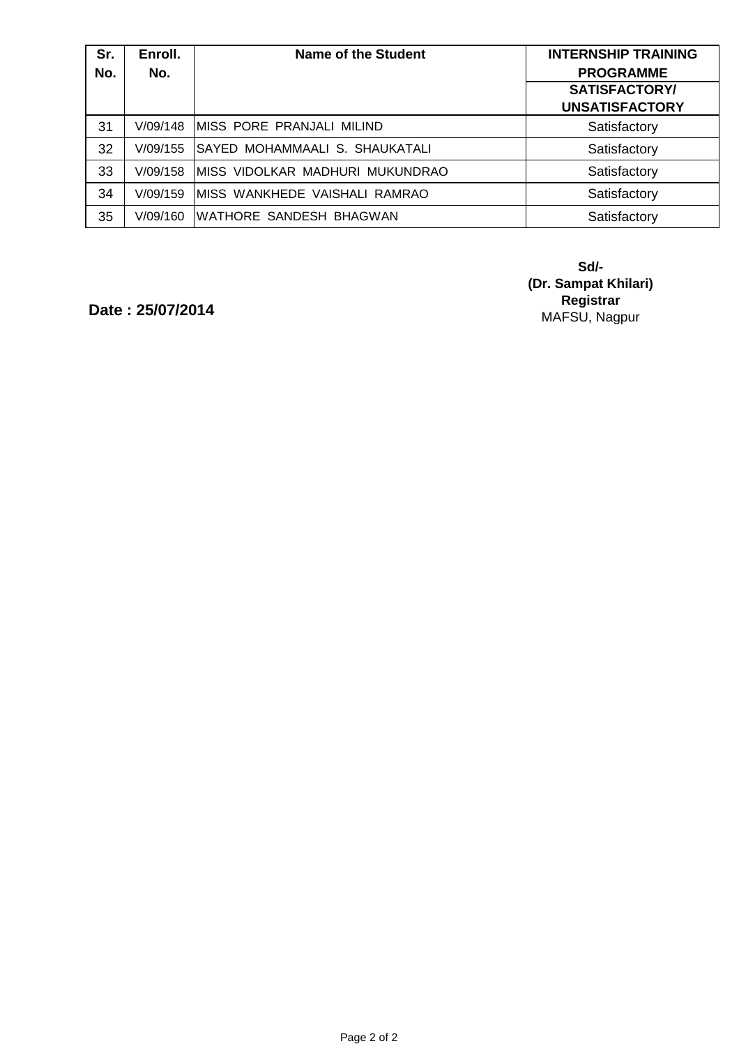| Sr. No. | Enroll. No. | Name of the Student | INTERNSHIP TRAINING PROGRAMME |
|---|---|---|---|
| | | | SATISFACTORY/ UNSATISFACTORY |
| 31 | V/09/148 | MISS PORE PRANJALI MILIND | Satisfactory |
| 32 | V/09/155 | SAYED MOHAMMAALI S. SHAUKATALI | Satisfactory |
| 33 | V/09/158 | MISS VIDOLKAR MADHURI MUKUNDRAO | Satisfactory |
| 34 | V/09/159 | MISS WANKHEDE VAISHALI RAMRAO | Satisfactory |
| 35 | V/09/160 | WATHORE SANDESH BHAGWAN | Satisfactory |

**Date : 25/07/2014**

**Sd/-**
**(Dr. Sampat Khilari)**
**Registrar**
MAFSU, Nagpur